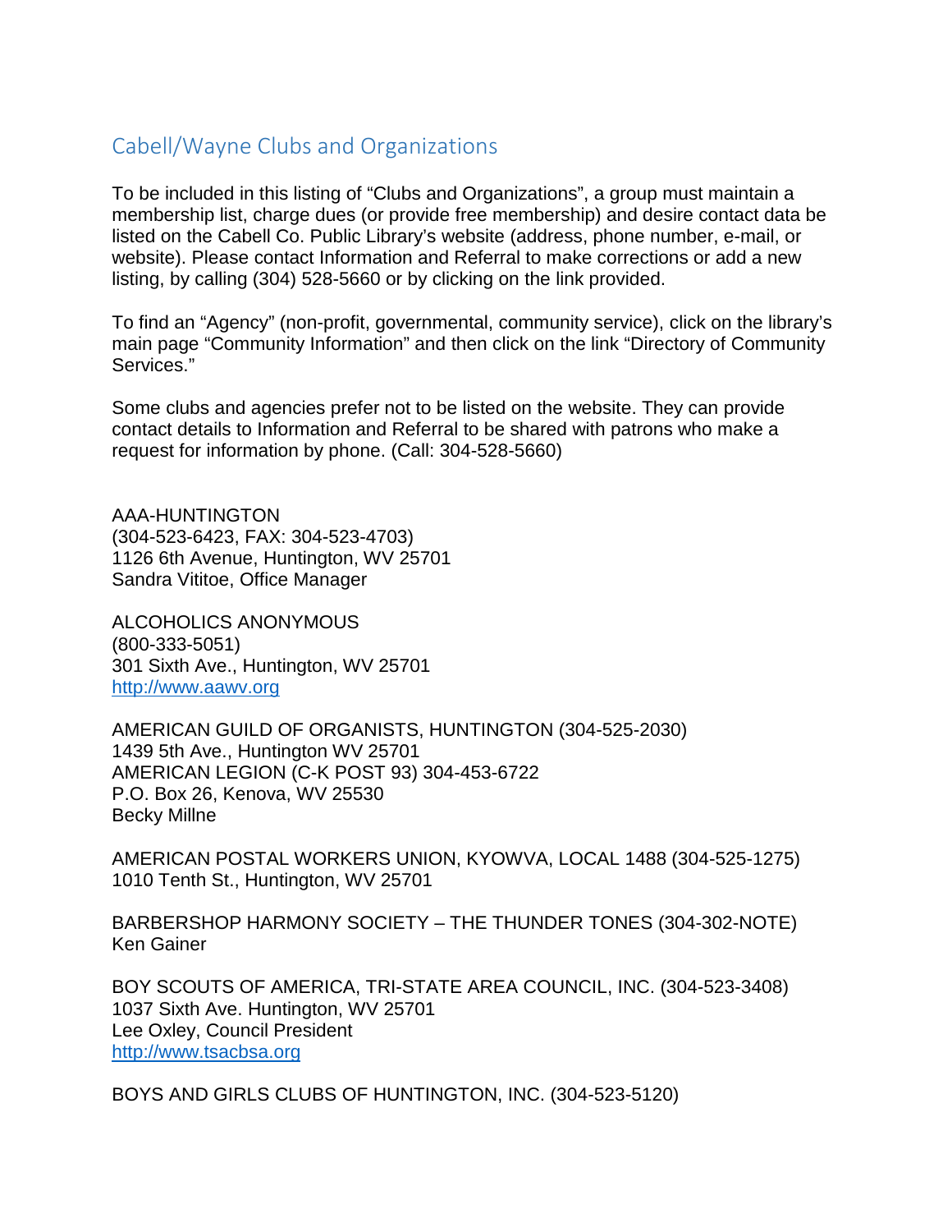## Cabell/Wayne Clubs and Organizations

To be included in this listing of "Clubs and Organizations", a group must maintain a membership list, charge dues (or provide free membership) and desire contact data be listed on the Cabell Co. Public Library's website (address, phone number, e-mail, or website). Please contact Information and Referral to make corrections or add a new listing, by calling (304) 528-5660 or by clicking on the link provided.

To find an "Agency" (non-profit, governmental, community service), click on the library's main page "Community Information" and then click on the link "Directory of Community Services."

Some clubs and agencies prefer not to be listed on the website. They can provide contact details to Information and Referral to be shared with patrons who make a request for information by phone. (Call: 304-528-5660)

AAA-HUNTINGTON
(304-523-6423, FAX: 304-523-4703)
1126 6th Avenue, Huntington, WV 25701
Sandra Vititoe, Office Manager

ALCOHOLICS ANONYMOUS
(800-333-5051)
301 Sixth Ave., Huntington, WV 25701
http://www.aawv.org

AMERICAN GUILD OF ORGANISTS, HUNTINGTON (304-525-2030)
1439 5th Ave., Huntington WV 25701
AMERICAN LEGION (C-K POST 93) 304-453-6722
P.O. Box 26, Kenova, WV 25530
Becky Millne

AMERICAN POSTAL WORKERS UNION, KYOWVA, LOCAL 1488 (304-525-1275)
1010 Tenth St., Huntington, WV 25701

BARBERSHOP HARMONY SOCIETY – THE THUNDER TONES (304-302-NOTE)
Ken Gainer

BOY SCOUTS OF AMERICA, TRI-STATE AREA COUNCIL, INC. (304-523-3408)
1037 Sixth Ave. Huntington, WV 25701
Lee Oxley, Council President
http://www.tsacbsa.org

BOYS AND GIRLS CLUBS OF HUNTINGTON, INC. (304-523-5120)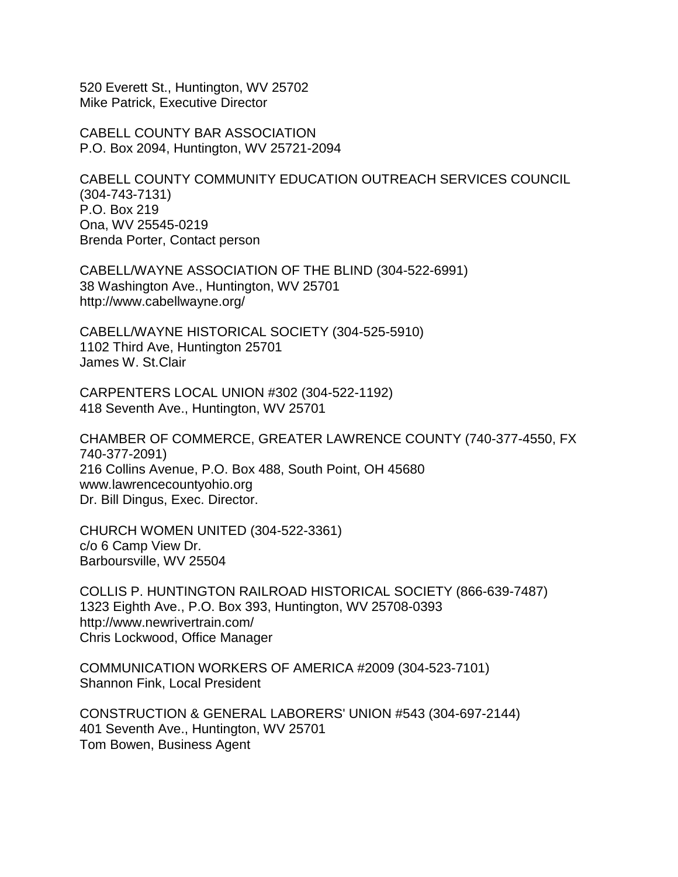520 Everett St., Huntington, WV 25702
Mike Patrick, Executive Director

CABELL COUNTY BAR ASSOCIATION
P.O. Box 2094, Huntington, WV 25721-2094

CABELL COUNTY COMMUNITY EDUCATION OUTREACH SERVICES COUNCIL (304-743-7131)
P.O. Box 219
Ona, WV 25545-0219
Brenda Porter, Contact person

CABELL/WAYNE ASSOCIATION OF THE BLIND (304-522-6991)
38 Washington Ave., Huntington, WV 25701
http://www.cabellwayne.org/

CABELL/WAYNE HISTORICAL SOCIETY (304-525-5910)
1102 Third Ave, Huntington 25701
James W. St.Clair

CARPENTERS LOCAL UNION #302 (304-522-1192)
418 Seventh Ave., Huntington, WV 25701

CHAMBER OF COMMERCE, GREATER LAWRENCE COUNTY (740-377-4550, FX 740-377-2091)
216 Collins Avenue, P.O. Box 488, South Point, OH 45680
www.lawrencecountyohio.org
Dr. Bill Dingus, Exec. Director.

CHURCH WOMEN UNITED (304-522-3361)
c/o 6 Camp View Dr.
Barboursville, WV 25504

COLLIS P. HUNTINGTON RAILROAD HISTORICAL SOCIETY (866-639-7487)
1323 Eighth Ave., P.O. Box 393, Huntington, WV 25708-0393
http://www.newrivertrain.com/
Chris Lockwood, Office Manager

COMMUNICATION WORKERS OF AMERICA #2009 (304-523-7101)
Shannon Fink, Local President

CONSTRUCTION & GENERAL LABORERS' UNION #543 (304-697-2144)
401 Seventh Ave., Huntington, WV 25701
Tom Bowen, Business Agent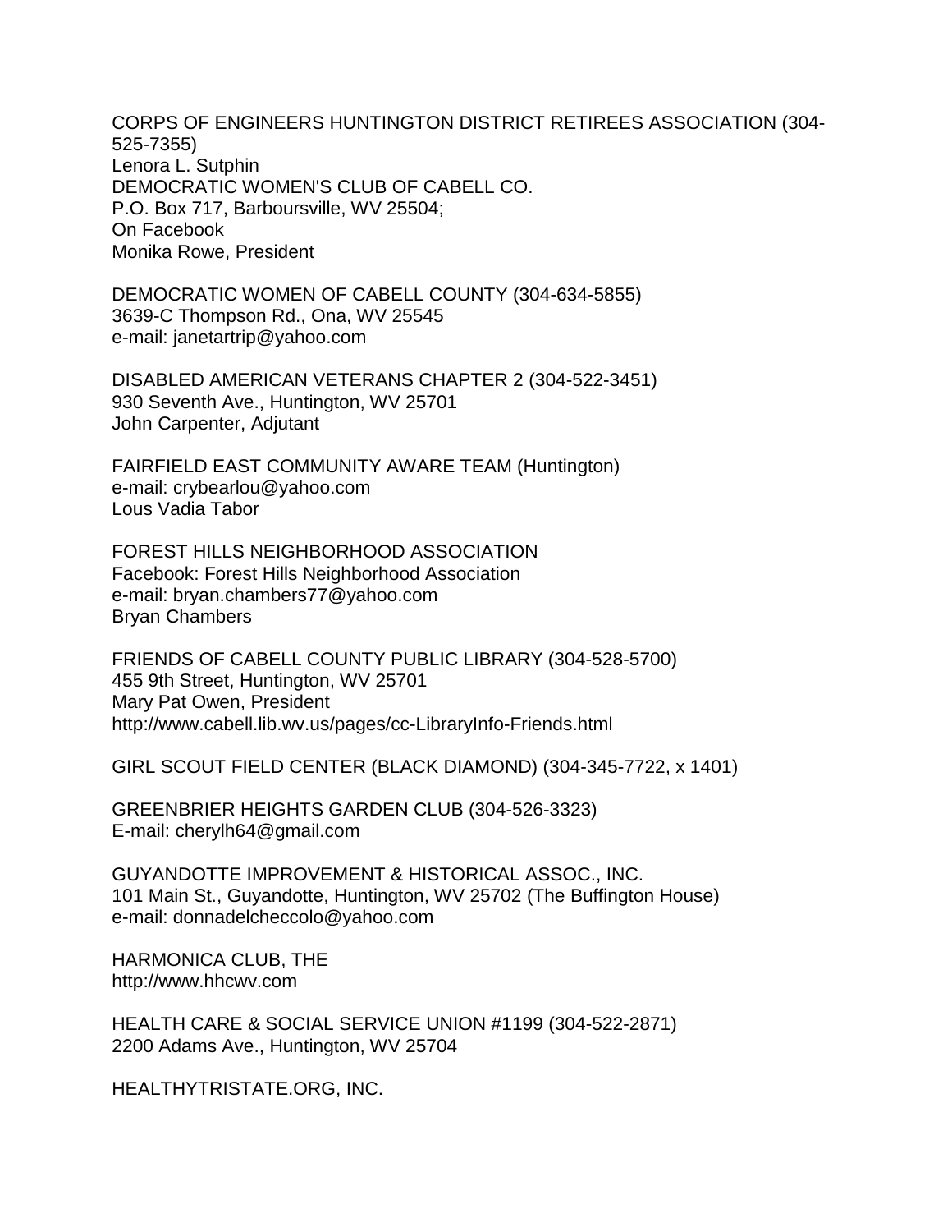CORPS OF ENGINEERS HUNTINGTON DISTRICT RETIREES ASSOCIATION (304-525-7355)
Lenora L. Sutphin

DEMOCRATIC WOMEN'S CLUB OF CABELL CO.
P.O. Box 717, Barboursville, WV 25504;
On Facebook
Monika Rowe, President

DEMOCRATIC WOMEN OF CABELL COUNTY (304-634-5855)
3639-C Thompson Rd., Ona, WV 25545
e-mail: janetartrip@yahoo.com

DISABLED AMERICAN VETERANS CHAPTER 2 (304-522-3451)
930 Seventh Ave., Huntington, WV 25701
John Carpenter, Adjutant

FAIRFIELD EAST COMMUNITY AWARE TEAM (Huntington)
e-mail: crybearlou@yahoo.com
Lous Vadia Tabor

FOREST HILLS NEIGHBORHOOD ASSOCIATION
Facebook: Forest Hills Neighborhood Association
e-mail: bryan.chambers77@yahoo.com
Bryan Chambers

FRIENDS OF CABELL COUNTY PUBLIC LIBRARY (304-528-5700)
455 9th Street, Huntington, WV 25701
Mary Pat Owen, President
http://www.cabell.lib.wv.us/pages/cc-LibraryInfo-Friends.html

GIRL SCOUT FIELD CENTER (BLACK DIAMOND) (304-345-7722, x 1401)

GREENBRIER HEIGHTS GARDEN CLUB (304-526-3323)
E-mail: cherylh64@gmail.com

GUYANDOTTE IMPROVEMENT & HISTORICAL ASSOC., INC.
101 Main St., Guyandotte, Huntington, WV 25702 (The Buffington House)
e-mail: donnadelcheccolo@yahoo.com

HARMONICA CLUB, THE
http://www.hhcwv.com

HEALTH CARE & SOCIAL SERVICE UNION #1199 (304-522-2871)
2200 Adams Ave., Huntington, WV 25704

HEALTHYTRISTATE.ORG, INC.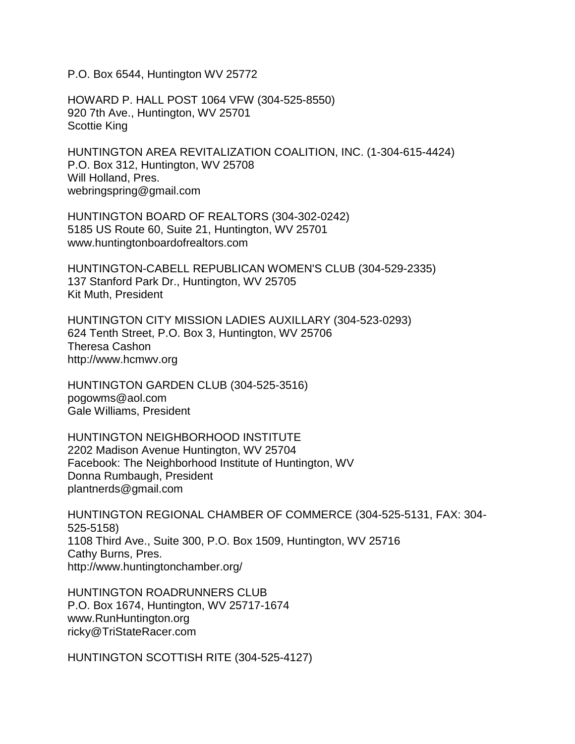P.O. Box 6544, Huntington WV 25772

HOWARD P. HALL POST 1064 VFW (304-525-8550)
920 7th Ave., Huntington, WV 25701
Scottie King

HUNTINGTON AREA REVITALIZATION COALITION, INC. (1-304-615-4424)
P.O. Box 312, Huntington, WV 25708
Will Holland, Pres.
webringspring@gmail.com

HUNTINGTON BOARD OF REALTORS (304-302-0242)
5185 US Route 60, Suite 21, Huntington, WV 25701
www.huntingtonboardofrealtors.com

HUNTINGTON-CABELL REPUBLICAN WOMEN'S CLUB (304-529-2335)
137 Stanford Park Dr., Huntington, WV 25705
Kit Muth, President

HUNTINGTON CITY MISSION LADIES AUXILLARY (304-523-0293)
624 Tenth Street, P.O. Box 3, Huntington, WV 25706
Theresa Cashon
http://www.hcmwv.org

HUNTINGTON GARDEN CLUB (304-525-3516)
pogowms@aol.com
Gale Williams, President

HUNTINGTON NEIGHBORHOOD INSTITUTE
2202 Madison Avenue Huntington, WV 25704
Facebook: The Neighborhood Institute of Huntington, WV
Donna Rumbaugh, President
plantnerds@gmail.com

HUNTINGTON REGIONAL CHAMBER OF COMMERCE (304-525-5131, FAX: 304-525-5158)
1108 Third Ave., Suite 300, P.O. Box 1509, Huntington, WV 25716
Cathy Burns, Pres.
http://www.huntingtonchamber.org/

HUNTINGTON ROADRUNNERS CLUB
P.O. Box 1674, Huntington, WV 25717-1674
www.RunHuntington.org
ricky@TriStateRacer.com

HUNTINGTON SCOTTISH RITE (304-525-4127)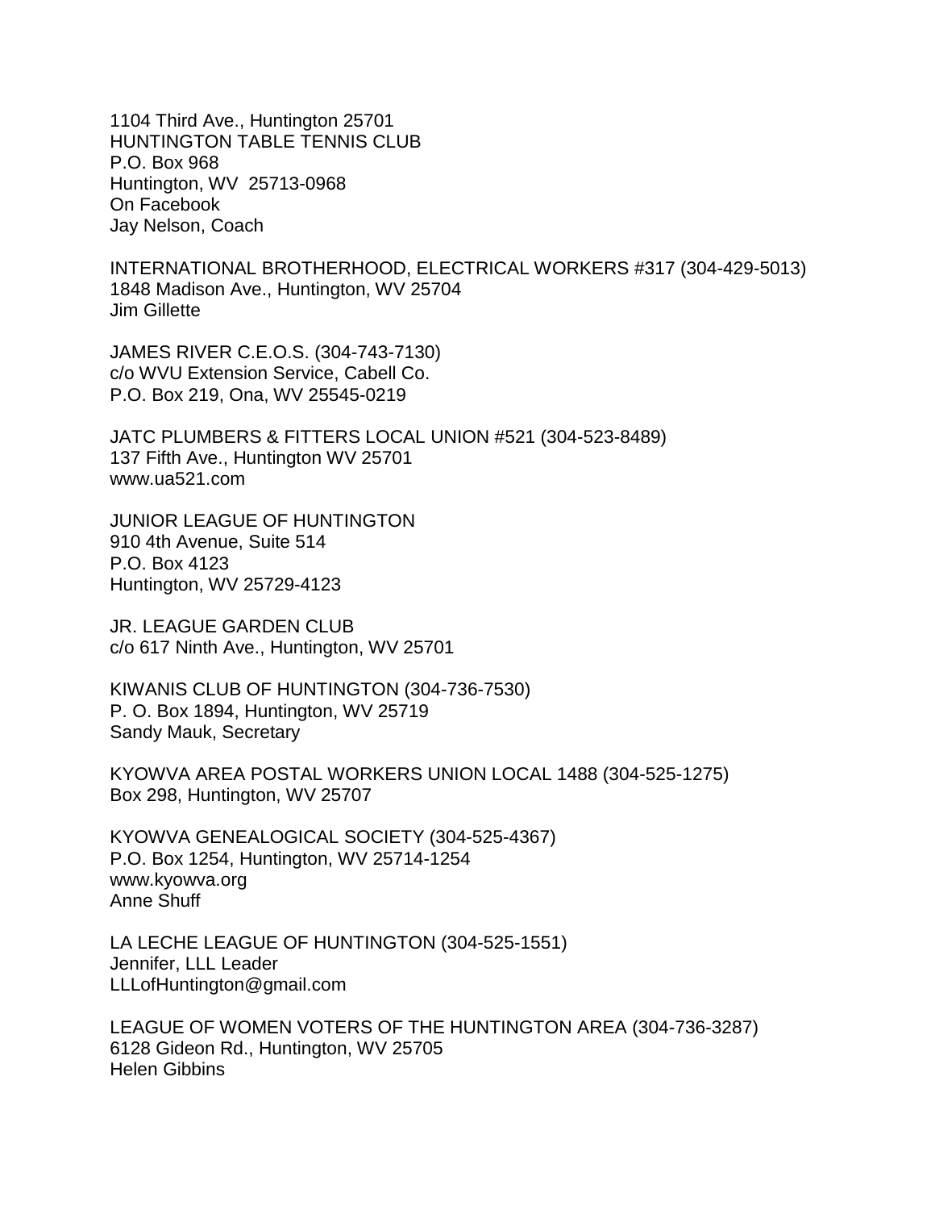1104 Third Ave., Huntington 25701
HUNTINGTON TABLE TENNIS CLUB
P.O. Box 968
Huntington, WV 25713-0968
On Facebook
Jay Nelson, Coach

INTERNATIONAL BROTHERHOOD, ELECTRICAL WORKERS #317 (304-429-5013)
1848 Madison Ave., Huntington, WV 25704
Jim Gillette

JAMES RIVER C.E.O.S. (304-743-7130)
c/o WVU Extension Service, Cabell Co.
P.O. Box 219, Ona, WV 25545-0219

JATC PLUMBERS & FITTERS LOCAL UNION #521 (304-523-8489)
137 Fifth Ave., Huntington WV 25701
www.ua521.com

JUNIOR LEAGUE OF HUNTINGTON
910 4th Avenue, Suite 514
P.O. Box 4123
Huntington, WV 25729-4123

JR. LEAGUE GARDEN CLUB
c/o 617 Ninth Ave., Huntington, WV 25701

KIWANIS CLUB OF HUNTINGTON (304-736-7530)
P. O. Box 1894, Huntington, WV 25719
Sandy Mauk, Secretary

KYOWVA AREA POSTAL WORKERS UNION LOCAL 1488 (304-525-1275)
Box 298, Huntington, WV 25707

KYOWVA GENEALOGICAL SOCIETY (304-525-4367)
P.O. Box 1254, Huntington, WV 25714-1254
www.kyowva.org
Anne Shuff

LA LECHE LEAGUE OF HUNTINGTON (304-525-1551)
Jennifer, LLL Leader
LLLofHuntington@gmail.com

LEAGUE OF WOMEN VOTERS OF THE HUNTINGTON AREA (304-736-3287)
6128 Gideon Rd., Huntington, WV 25705
Helen Gibbins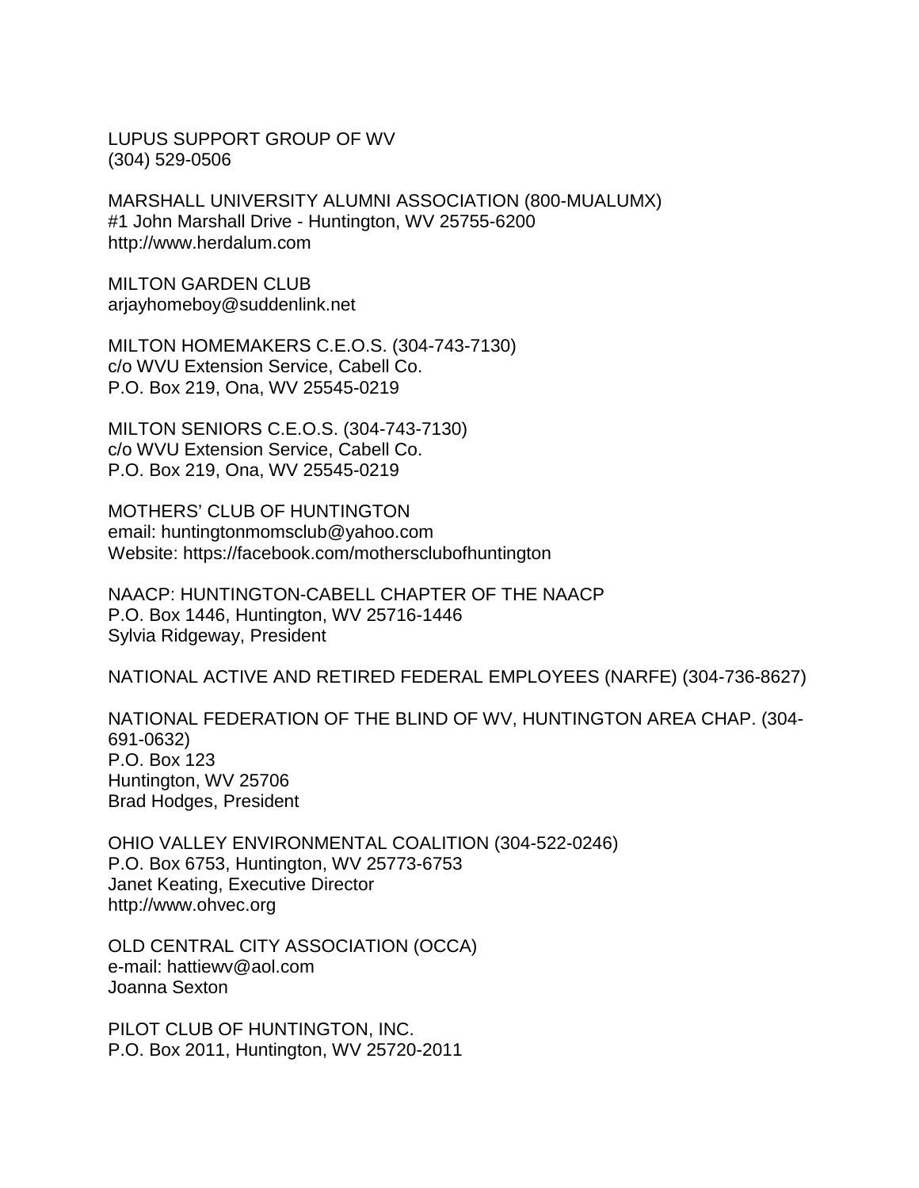LUPUS SUPPORT GROUP OF WV
(304) 529-0506

MARSHALL UNIVERSITY ALUMNI ASSOCIATION (800-MUALUMX)
#1 John Marshall Drive - Huntington, WV 25755-6200
http://www.herdalum.com

MILTON GARDEN CLUB
arjayhomeboy@suddenlink.net

MILTON HOMEMAKERS C.E.O.S. (304-743-7130)
c/o WVU Extension Service, Cabell Co.
P.O. Box 219, Ona, WV 25545-0219

MILTON SENIORS C.E.O.S. (304-743-7130)
c/o WVU Extension Service, Cabell Co.
P.O. Box 219, Ona, WV 25545-0219

MOTHERS' CLUB OF HUNTINGTON
email: huntingtonmomsclub@yahoo.com
Website: https://facebook.com/mothersclubofhuntington

NAACP: HUNTINGTON-CABELL CHAPTER OF THE NAACP
P.O. Box 1446, Huntington, WV 25716-1446
Sylvia Ridgeway, President

NATIONAL ACTIVE AND RETIRED FEDERAL EMPLOYEES (NARFE) (304-736-8627)

NATIONAL FEDERATION OF THE BLIND OF WV, HUNTINGTON AREA CHAP. (304-691-0632)
P.O. Box 123
Huntington, WV 25706
Brad Hodges, President

OHIO VALLEY ENVIRONMENTAL COALITION (304-522-0246)
P.O. Box 6753, Huntington, WV 25773-6753
Janet Keating, Executive Director
http://www.ohvec.org

OLD CENTRAL CITY ASSOCIATION (OCCA)
e-mail: hattiewv@aol.com
Joanna Sexton

PILOT CLUB OF HUNTINGTON, INC.
P.O. Box 2011, Huntington, WV 25720-2011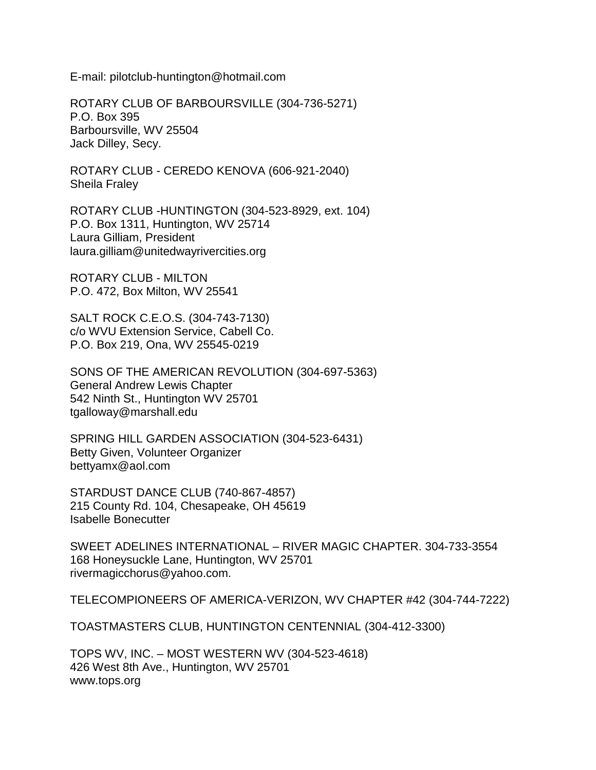E-mail: pilotclub-huntington@hotmail.com

ROTARY CLUB OF BARBOURSVILLE (304-736-5271)
P.O. Box 395
Barboursville, WV 25504
Jack Dilley, Secy.

ROTARY CLUB - CEREDO KENOVA (606-921-2040)
Sheila Fraley

ROTARY CLUB -HUNTINGTON (304-523-8929, ext. 104)
P.O. Box 1311, Huntington, WV 25714
Laura Gilliam, President
laura.gilliam@unitedwayrivercities.org

ROTARY CLUB - MILTON
P.O. 472, Box Milton, WV 25541

SALT ROCK C.E.O.S. (304-743-7130)
c/o WVU Extension Service, Cabell Co.
P.O. Box 219, Ona, WV 25545-0219

SONS OF THE AMERICAN REVOLUTION (304-697-5363)
General Andrew Lewis Chapter
542 Ninth St., Huntington WV 25701
tgalloway@marshall.edu

SPRING HILL GARDEN ASSOCIATION (304-523-6431)
Betty Given, Volunteer Organizer
bettyamx@aol.com

STARDUST DANCE CLUB (740-867-4857)
215 County Rd. 104, Chesapeake, OH 45619
Isabelle Bonecutter

SWEET ADELINES INTERNATIONAL – RIVER MAGIC CHAPTER. 304-733-3554
168 Honeysuckle Lane, Huntington, WV 25701
rivermagicchorus@yahoo.com.

TELECOMPIONEERS OF AMERICA-VERIZON, WV CHAPTER #42 (304-744-7222)

TOASTMASTERS CLUB, HUNTINGTON CENTENNIAL (304-412-3300)

TOPS WV, INC. – MOST WESTERN WV (304-523-4618)
426 West 8th Ave., Huntington, WV 25701
www.tops.org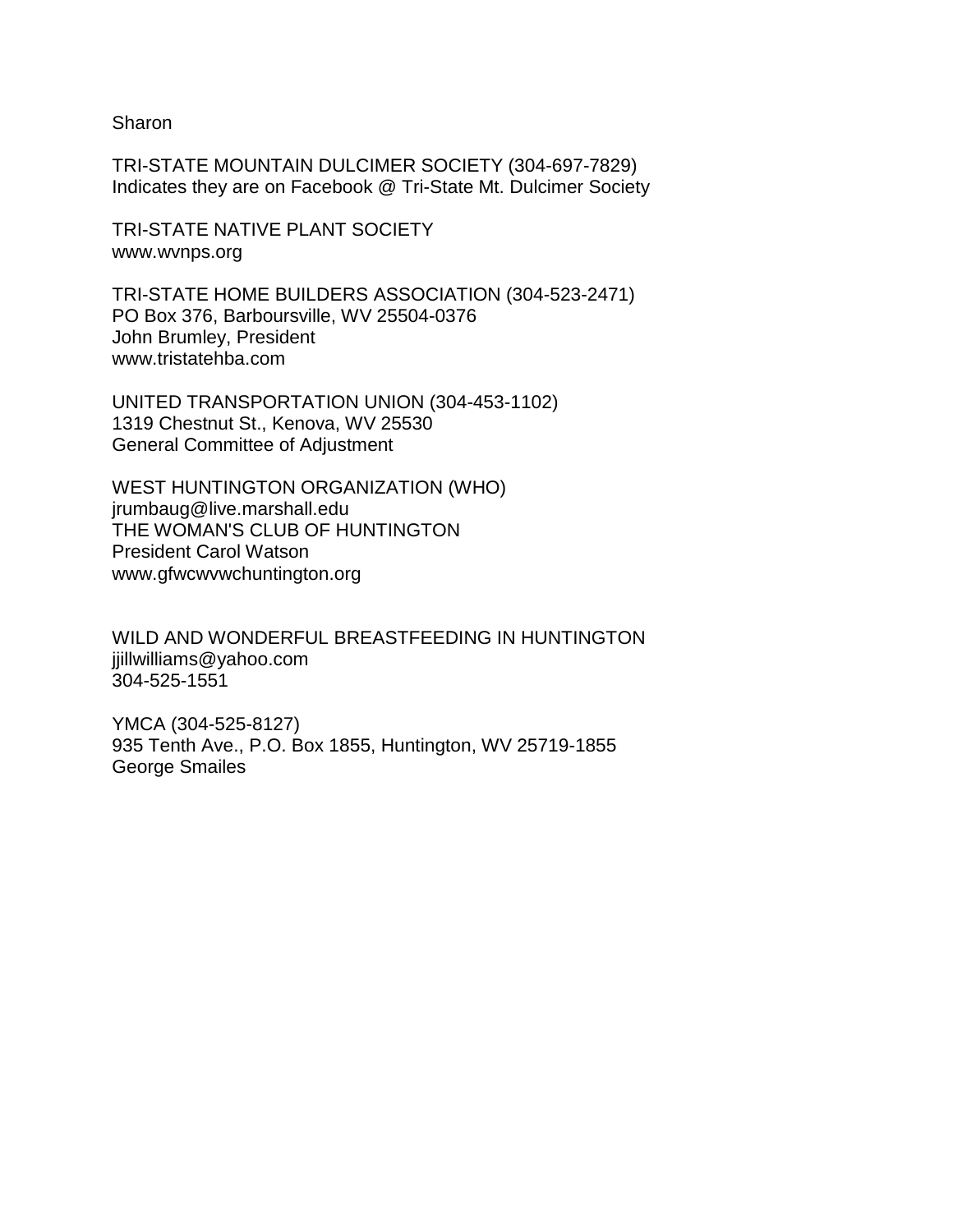Sharon

TRI-STATE MOUNTAIN DULCIMER SOCIETY (304-697-7829)
Indicates they are on Facebook @ Tri-State Mt. Dulcimer Society

TRI-STATE NATIVE PLANT SOCIETY
www.wvnps.org

TRI-STATE HOME BUILDERS ASSOCIATION (304-523-2471)
PO Box 376, Barboursville, WV 25504-0376
John Brumley, President
www.tristatehba.com

UNITED TRANSPORTATION UNION (304-453-1102)
1319 Chestnut St., Kenova, WV 25530
General Committee of Adjustment

WEST HUNTINGTON ORGANIZATION (WHO)
jrumbaug@live.marshall.edu
THE WOMAN'S CLUB OF HUNTINGTON
President Carol Watson
www.gfwcwvwchuntington.org

WILD AND WONDERFUL BREASTFEEDING IN HUNTINGTON
jjillwilliams@yahoo.com
304-525-1551

YMCA (304-525-8127)
935 Tenth Ave., P.O. Box 1855, Huntington, WV 25719-1855
George Smailes